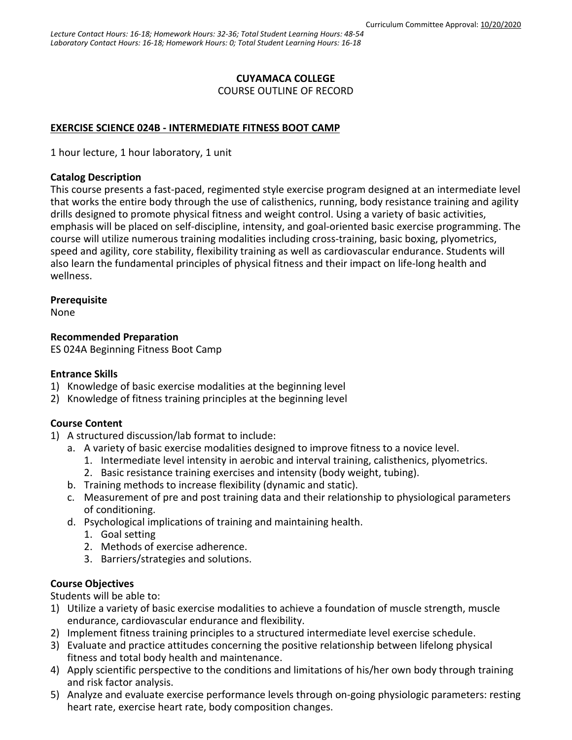Curriculum Committee Approval: 10/20/2020

*Lecture Contact Hours: 16-18; Homework Hours: 32-36; Total Student Learning Hours: 48-54*
*Laboratory Contact Hours: 16-18; Homework Hours: 0; Total Student Learning Hours: 16-18*

**CUYAMACA COLLEGE**
COURSE OUTLINE OF RECORD

**EXERCISE SCIENCE 024B - INTERMEDIATE FITNESS BOOT CAMP**

1 hour lecture, 1 hour laboratory, 1 unit

**Catalog Description**
This course presents a fast-paced, regimented style exercise program designed at an intermediate level that works the entire body through the use of calisthenics, running, body resistance training and agility drills designed to promote physical fitness and weight control. Using a variety of basic activities, emphasis will be placed on self-discipline, intensity, and goal-oriented basic exercise programming. The course will utilize numerous training modalities including cross-training, basic boxing, plyometrics, speed and agility, core stability, flexibility training as well as cardiovascular endurance. Students will also learn the fundamental principles of physical fitness and their impact on life-long health and wellness.

**Prerequisite**
None

**Recommended Preparation**
ES 024A Beginning Fitness Boot Camp

**Entrance Skills**
1) Knowledge of basic exercise modalities at the beginning level
2) Knowledge of fitness training principles at the beginning level

**Course Content**
1) A structured discussion/lab format to include:
   a. A variety of basic exercise modalities designed to improve fitness to a novice level.
      1. Intermediate level intensity in aerobic and interval training, calisthenics, plyometrics.
      2. Basic resistance training exercises and intensity (body weight, tubing).
   b. Training methods to increase flexibility (dynamic and static).
   c. Measurement of pre and post training data and their relationship to physiological parameters of conditioning.
   d. Psychological implications of training and maintaining health.
      1. Goal setting
      2. Methods of exercise adherence.
      3. Barriers/strategies and solutions.

**Course Objectives**
Students will be able to:
1) Utilize a variety of basic exercise modalities to achieve a foundation of muscle strength, muscle endurance, cardiovascular endurance and flexibility.
2) Implement fitness training principles to a structured intermediate level exercise schedule.
3) Evaluate and practice attitudes concerning the positive relationship between lifelong physical fitness and total body health and maintenance.
4) Apply scientific perspective to the conditions and limitations of his/her own body through training and risk factor analysis.
5) Analyze and evaluate exercise performance levels through on-going physiologic parameters: resting heart rate, exercise heart rate, body composition changes.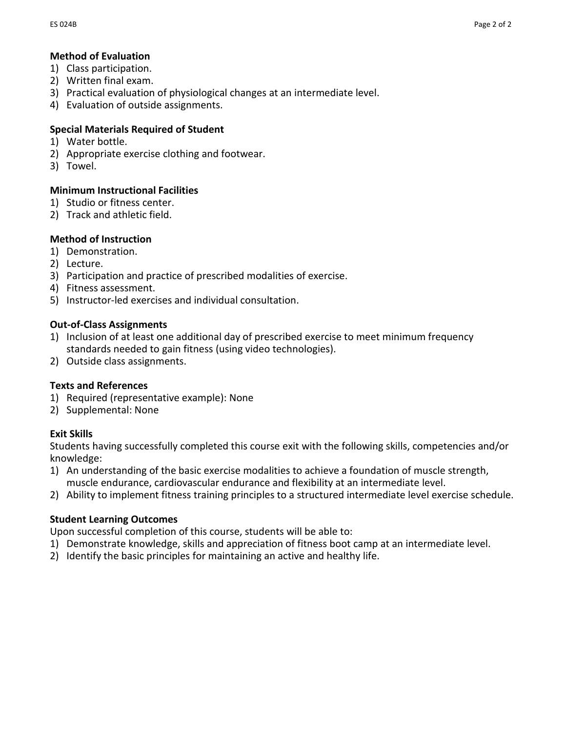**Method of Evaluation**
1) Class participation.
2) Written final exam.
3) Practical evaluation of physiological changes at an intermediate level.
4) Evaluation of outside assignments.

**Special Materials Required of Student**
1) Water bottle.
2) Appropriate exercise clothing and footwear.
3) Towel.

**Minimum Instructional Facilities**
1) Studio or fitness center.
2) Track and athletic field.

**Method of Instruction**
1) Demonstration.
2) Lecture.
3) Participation and practice of prescribed modalities of exercise.
4) Fitness assessment.
5) Instructor-led exercises and individual consultation.

**Out-of-Class Assignments**
1) Inclusion of at least one additional day of prescribed exercise to meet minimum frequency standards needed to gain fitness (using video technologies).
2) Outside class assignments.

**Texts and References**
1) Required (representative example): None
2) Supplemental: None

**Exit Skills**
Students having successfully completed this course exit with the following skills, competencies and/or knowledge:
1) An understanding of the basic exercise modalities to achieve a foundation of muscle strength, muscle endurance, cardiovascular endurance and flexibility at an intermediate level.
2) Ability to implement fitness training principles to a structured intermediate level exercise schedule.

**Student Learning Outcomes**
Upon successful completion of this course, students will be able to:
1) Demonstrate knowledge, skills and appreciation of fitness boot camp at an intermediate level.
2) Identify the basic principles for maintaining an active and healthy life.